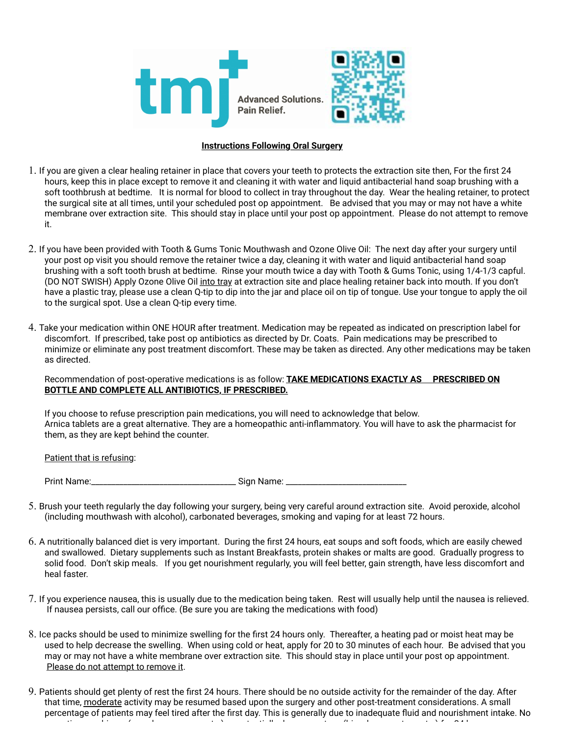tmj Advanced Solutions. Pain Relief.

**Instructions Following Oral Surgery**

1. If you are given a clear healing retainer in place that covers your teeth to protects the extraction site then, For the first 24 hours, keep this in place except to remove it and cleaning it with water and liquid antibacterial hand soap brushing with a soft toothbrush at bedtime. It is normal for blood to collect in tray throughout the day. Wear the healing retainer, to protect the surgical site at all times, until your scheduled post op appointment. Be advised that you may or may not have a white membrane over extraction site. This should stay in place until your post op appointment. Please do not attempt to remove it.

2. If you have been provided with Tooth & Gums Tonic Mouthwash and Ozone Olive Oil: The next day after your surgery until your post op visit you should remove the retainer twice a day, cleaning it with water and liquid antibacterial hand soap brushing with a soft tooth brush at bedtime. Rinse your mouth twice a day with Tooth & Gums Tonic, using 1/4-1/3 capful. (DO NOT SWISH) Apply Ozone Olive Oil into tray at extraction site and place healing retainer back into mouth. If you don't have a plastic tray, please use a clean Q-tip to dip into the jar and place oil on tip of tongue. Use your tongue to apply the oil to the surgical spot. Use a clean Q-tip every time.

4. Take your medication within ONE HOUR after treatment. Medication may be repeated as indicated on prescription label for discomfort. If prescribed, take post op antibiotics as directed by Dr. Coats. Pain medications may be prescribed to minimize or eliminate any post treatment discomfort. These may be taken as directed. Any other medications may be taken as directed.

   Recommendation of post-operative medications is as follow: **TAKE MEDICATIONS EXACTLY AS PRESCRIBED ON BOTTLE AND COMPLETE ALL ANTIBIOTICS, IF PRESCRIBED.**

   If you choose to refuse prescription pain medications, you will need to acknowledge that below.
   Arnica tablets are a great alternative. They are a homeopathic anti-inflammatory. You will have to ask the pharmacist for them, as they are kept behind the counter.

   Patient that is refusing:

   Print Name:_________________________________ Sign Name: ____________________________

5. Brush your teeth regularly the day following your surgery, being very careful around extraction site. Avoid peroxide, alcohol (including mouthwash with alcohol), carbonated beverages, smoking and vaping for at least 72 hours.

6. A nutritionally balanced diet is very important. During the first 24 hours, eat soups and soft foods, which are easily chewed and swallowed. Dietary supplements such as Instant Breakfasts, protein shakes or malts are good. Gradually progress to solid food. Don't skip meals. If you get nourishment regularly, you will feel better, gain strength, have less discomfort and heal faster.

7. If you experience nausea, this is usually due to the medication being taken. Rest will usually help until the nausea is relieved. If nausea persists, call our office. (Be sure you are taking the medications with food)

8. Ice packs should be used to minimize swelling for the first 24 hours only. Thereafter, a heating pad or moist heat may be used to help decrease the swelling. When using cold or heat, apply for 20 to 30 minutes of each hour. Be advised that you may or may not have a white membrane over extraction site. This should stay in place until your post op appointment. Please do not attempt to remove it.

9. Patients should get plenty of rest the first 24 hours. There should be no outside activity for the remainder of the day. After that time, moderate activity may be resumed based upon the surgery and other post-treatment considerations. A small percentage of patients may feel tired after the first day. This is generally due to inadequate fluid and nourishment intake. No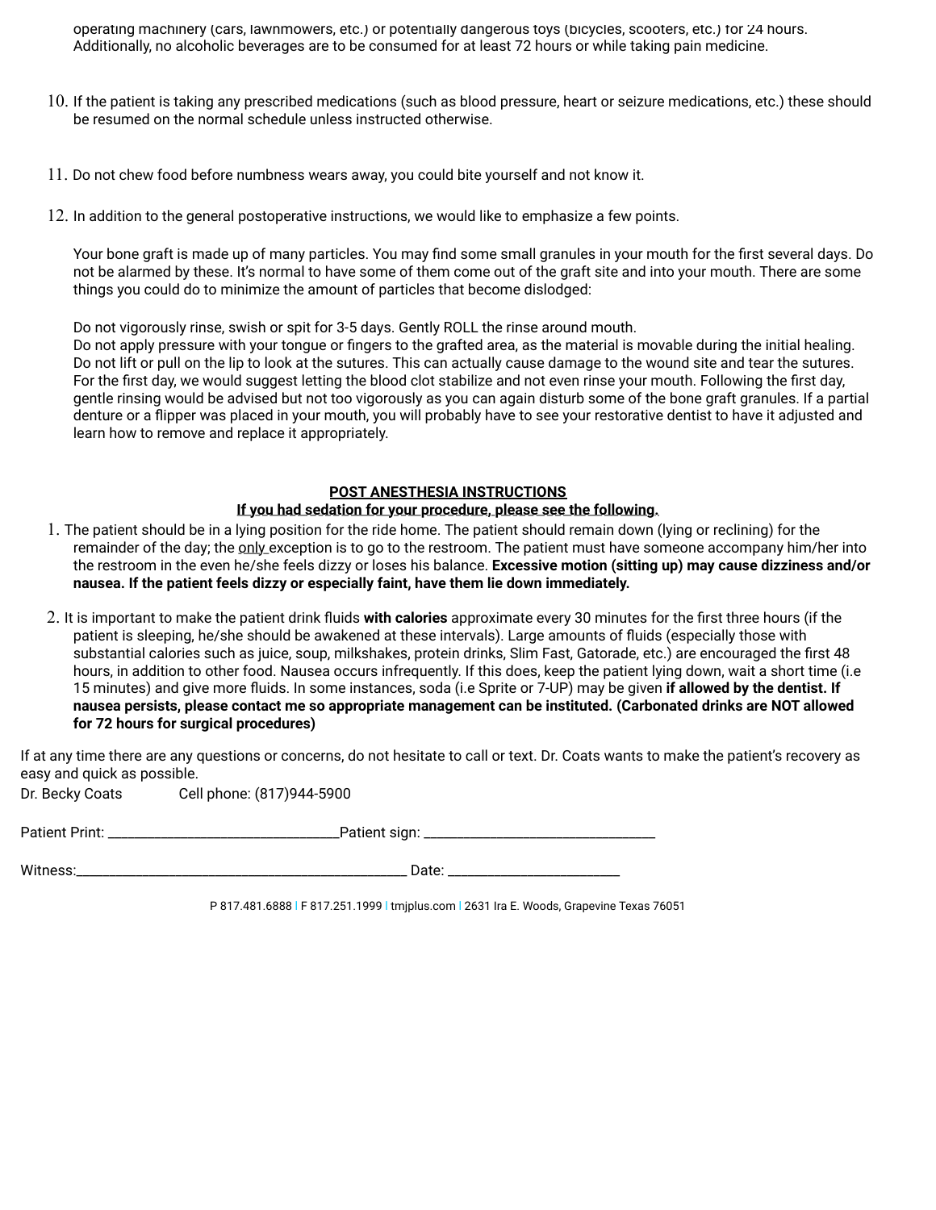operating machinery (cars, lawnmowers, etc.) or potentially dangerous toys (bicycles, scooters, etc.) for 24 hours. Additionally, no alcoholic beverages are to be consumed for at least 72 hours or while taking pain medicine.

10. If the patient is taking any prescribed medications (such as blood pressure, heart or seizure medications, etc.) these should be resumed on the normal schedule unless instructed otherwise.

11. Do not chew food before numbness wears away, you could bite yourself and not know it.

12. In addition to the general postoperative instructions, we would like to emphasize a few points.

    Your bone graft is made up of many particles. You may find some small granules in your mouth for the first several days. Do not be alarmed by these. It's normal to have some of them come out of the graft site and into your mouth. There are some things you could do to minimize the amount of particles that become dislodged:

    Do not vigorously rinse, swish or spit for 3-5 days. Gently ROLL the rinse around mouth.
    Do not apply pressure with your tongue or fingers to the grafted area, as the material is movable during the initial healing.
    Do not lift or pull on the lip to look at the sutures. This can actually cause damage to the wound site and tear the sutures.
    For the first day, we would suggest letting the blood clot stabilize and not even rinse your mouth. Following the first day, gentle rinsing would be advised but not too vigorously as you can again disturb some of the bone graft granules. If a partial denture or a flipper was placed in your mouth, you will probably have to see your restorative dentist to have it adjusted and learn how to remove and replace it appropriately.

## POST ANESTHESIA INSTRUCTIONS

**If you had sedation for your procedure, please see the following.**

1. The patient should be in a lying position for the ride home. The patient should remain down (lying or reclining) for the remainder of the day; the only exception is to go to the restroom. The patient must have someone accompany him/her into the restroom in the even he/she feels dizzy or loses his balance. **Excessive motion (sitting up) may cause dizziness and/or nausea. If the patient feels dizzy or especially faint, have them lie down immediately.**

2. It is important to make the patient drink fluids **with calories** approximate every 30 minutes for the first three hours (if the patient is sleeping, he/she should be awakened at these intervals). Large amounts of fluids (especially those with substantial calories such as juice, soup, milkshakes, protein drinks, Slim Fast, Gatorade, etc.) are encouraged the first 48 hours, in addition to other food. Nausea occurs infrequently. If this does, keep the patient lying down, wait a short time (i.e 15 minutes) and give more fluids. In some instances, soda (i.e Sprite or 7-UP) may be given **if allowed by the dentist. If nausea persists, please contact me so appropriate management can be instituted. (Carbonated drinks are NOT allowed for 72 hours for surgical procedures)**

If at any time there are any questions or concerns, do not hesitate to call or text. Dr. Coats wants to make the patient's recovery as easy and quick as possible.

Dr. Becky Coats Cell phone: (817)944-5900

Patient Print: ________________________________ Patient sign: ________________________________

Witness: ______________________________________________ Date: ________________________

P 817.481.6888 | F 817.251.1999 | tmjplus.com | 2631 Ira E. Woods, Grapevine Texas 76051